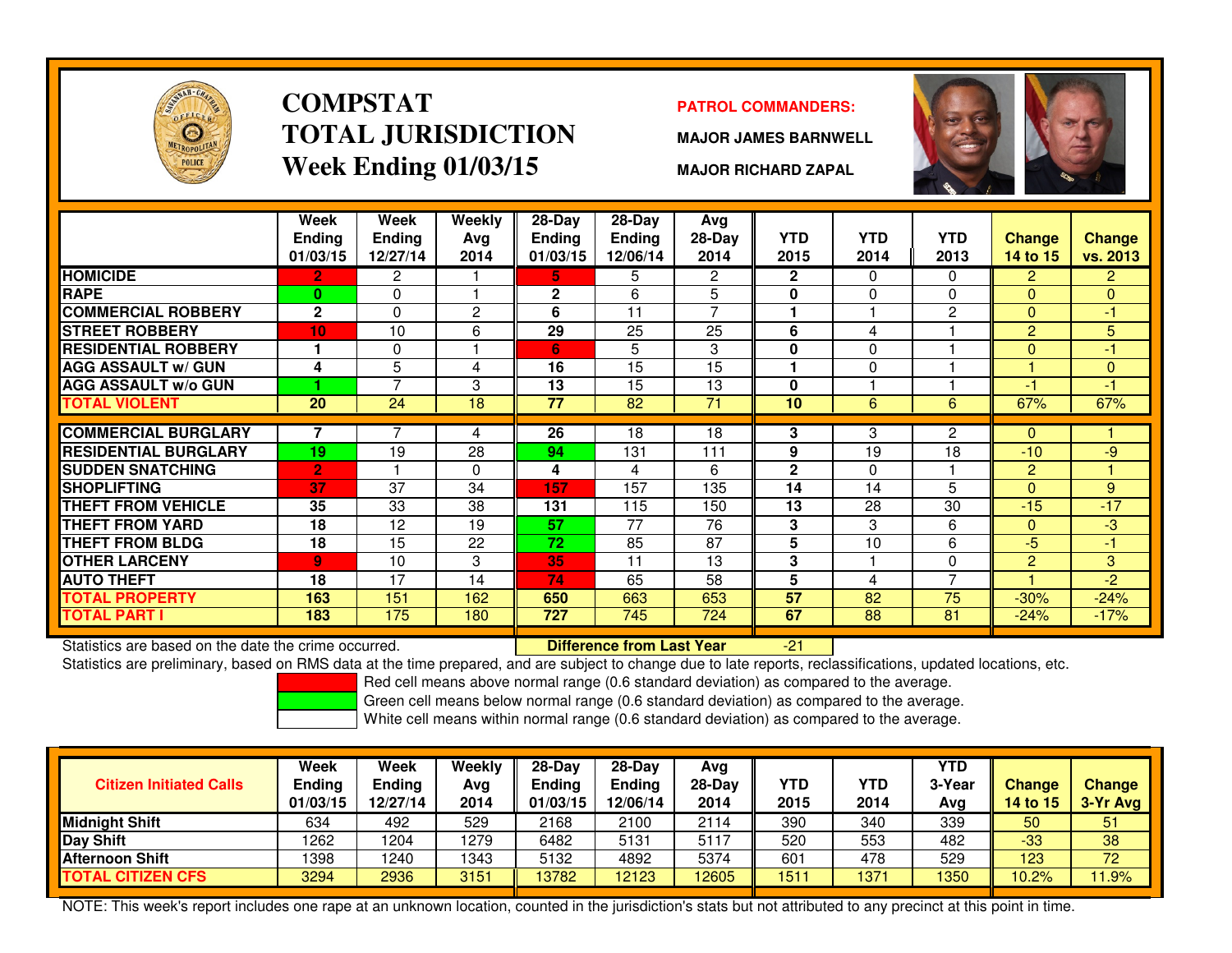# COMPSTAT TOTAL JURISDICTION Week Ending 01/03/15

**PATROL COMMANDERS:**

**MAJOR JAMES BARNWELL**

**MAJOR RICHARD ZAPAL**

| | Week Ending 01/03/15 | Week Ending 12/27/14 | Weekly Avg 2014 | 28-Day Ending 01/03/15 | 28-Day Ending 12/06/14 | Avg 28-Day 2014 | YTD 2015 | YTD 2014 | YTD 2013 | Change 14 to 15 | Change vs. 2013 |
|---|---|---|---|---|---|---|---|---|---|---|---|
| HOMICIDE | 2 | 2 | 1 | 5 | 5 | 2 | 2 | 0 | 0 | 2 | 2 |
| RAPE | 0 | 0 | 1 | 2 | 6 | 5 | 0 | 0 | 0 | 0 | 0 |
| COMMERCIAL ROBBERY | 2 | 0 | 2 | 6 | 11 | 7 | 1 | 1 | 2 | 0 | -1 |
| STREET ROBBERY | 10 | 10 | 6 | 29 | 25 | 25 | 6 | 4 | 1 | 2 | 5 |
| RESIDENTIAL ROBBERY | 1 | 0 | 1 | 6 | 5 | 3 | 0 | 0 | 1 | 0 | -1 |
| AGG ASSAULT w/ GUN | 4 | 5 | 4 | 16 | 15 | 15 | 1 | 0 | 1 | 1 | 0 |
| AGG ASSAULT w/o GUN | 1 | 7 | 3 | 13 | 15 | 13 | 0 | 1 | 1 | -1 | -1 |
| TOTAL VIOLENT | 20 | 24 | 18 | 77 | 82 | 71 | 10 | 6 | 6 | 67% | 67% |
| COMMERCIAL BURGLARY | 7 | 7 | 4 | 26 | 18 | 18 | 3 | 3 | 2 | 0 | 1 |
| RESIDENTIAL BURGLARY | 19 | 19 | 28 | 94 | 131 | 111 | 9 | 19 | 18 | -10 | -9 |
| SUDDEN SNATCHING | 2 | 1 | 0 | 4 | 4 | 6 | 2 | 0 | 1 | 2 | 1 |
| SHOPLIFTING | 37 | 37 | 34 | 157 | 157 | 135 | 14 | 14 | 5 | 0 | 9 |
| THEFT FROM VEHICLE | 35 | 33 | 38 | 131 | 115 | 150 | 13 | 28 | 30 | -15 | -17 |
| THEFT FROM YARD | 18 | 12 | 19 | 57 | 77 | 76 | 3 | 3 | 6 | 0 | -3 |
| THEFT FROM BLDG | 18 | 15 | 22 | 72 | 85 | 87 | 5 | 10 | 6 | -5 | -1 |
| OTHER LARCENY | 9 | 10 | 3 | 35 | 11 | 13 | 3 | 1 | 0 | 2 | 3 |
| AUTO THEFT | 18 | 17 | 14 | 74 | 65 | 58 | 5 | 4 | 7 | 1 | -2 |
| TOTAL PROPERTY | 163 | 151 | 162 | 650 | 663 | 653 | 57 | 82 | 75 | -30% | -24% |
| TOTAL PART I | 183 | 175 | 180 | 727 | 745 | 724 | 67 | 88 | 81 | -24% | -17% |

Statistics are based on the date the crime occurred. **Difference from Last Year** -21

Statistics are preliminary, based on RMS data at the time prepared, and are subject to change due to late reports, reclassifications, updated locations, etc.

Red cell means above normal range (0.6 standard deviation) as compared to the average.

Green cell means below normal range (0.6 standard deviation) as compared to the average.

White cell means within normal range (0.6 standard deviation) as compared to the average.

| Citizen Initiated Calls | Week Ending 01/03/15 | Week Ending 12/27/14 | Weekly Avg 2014 | 28-Day Ending 01/03/15 | 28-Day Ending 12/06/14 | Avg 28-Day 2014 | YTD 2015 | YTD 2014 | YTD 3-Year Avg | Change 14 to 15 | Change 3-Yr Avg |
|---|---|---|---|---|---|---|---|---|---|---|---|
| Midnight Shift | 634 | 492 | 529 | 2168 | 2100 | 2114 | 390 | 340 | 339 | 50 | 51 |
| Day Shift | 1262 | 1204 | 1279 | 6482 | 5131 | 5117 | 520 | 553 | 482 | -33 | 38 |
| Afternoon Shift | 1398 | 1240 | 1343 | 5132 | 4892 | 5374 | 601 | 478 | 529 | 123 | 72 |
| TOTAL CITIZEN CFS | 3294 | 2936 | 3151 | 13782 | 12123 | 12605 | 1511 | 1371 | 1350 | 10.2% | 11.9% |

NOTE: This week's report includes one rape at an unknown location, counted in the jurisdiction's stats but not attributed to any precinct at this point in time.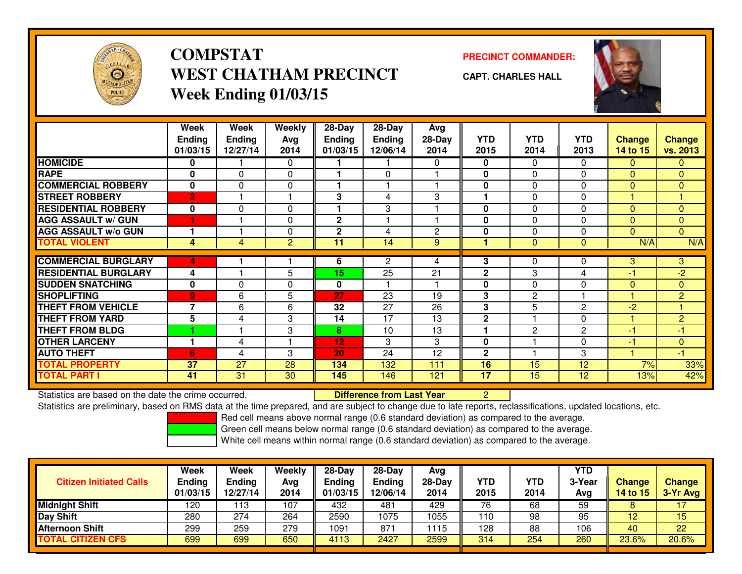# COMPSTAT
# WEST CHATHAM PRECINCT
## Week Ending 01/03/15

**PRECINCT COMMANDER:**

**CAPT. CHARLES HALL**

| | Week Ending 01/03/15 | Week Ending 12/27/14 | Weekly Avg 2014 | 28-Day Ending 01/03/15 | 28-Day Ending 12/06/14 | Avg 28-Day 2014 | YTD 2015 | YTD 2014 | YTD 2013 | Change 14 to 15 | Change vs. 2013 |
|---|---|---|---|---|---|---|---|---|---|---|---|
| HOMICIDE | 0 | 1 | 0 | 1 | 1 | 0 | 0 | 0 | 0 | 0 | 0 |
| RAPE | 0 | 0 | 0 | 1 | 0 | 1 | 0 | 0 | 0 | 0 | 0 |
| COMMERCIAL ROBBERY | 0 | 0 | 0 | 1 | 1 | 1 | 0 | 0 | 0 | 0 | 0 |
| STREET ROBBERY | 2 | 1 | 1 | 3 | 4 | 3 | 1 | 0 | 0 | 1 | 1 |
| RESIDENTIAL ROBBERY | 0 | 0 | 0 | 1 | 3 | 1 | 0 | 0 | 0 | 0 | 0 |
| AGG ASSAULT w/ GUN | 1 | 1 | 0 | 2 | 1 | 1 | 0 | 0 | 0 | 0 | 0 |
| AGG ASSAULT w/o GUN | 1 | 1 | 0 | 2 | 4 | 2 | 0 | 0 | 0 | 0 | 0 |
| TOTAL VIOLENT | 4 | 4 | 2 | 11 | 14 | 9 | 1 | 0 | 0 | N/A | N/A |
| COMMERCIAL BURGLARY | 4 | 1 | 1 | 6 | 2 | 4 | 3 | 0 | 0 | 3 | 3 |
| RESIDENTIAL BURGLARY | 4 | 1 | 5 | 15 | 25 | 21 | 2 | 3 | 4 | -1 | -2 |
| SUDDEN SNATCHING | 0 | 0 | 0 | 0 | 1 | 1 | 0 | 0 | 0 | 0 | 0 |
| SHOPLIFTING | 9 | 6 | 5 | 27 | 23 | 19 | 3 | 2 | 1 | 1 | 2 |
| THEFT FROM VEHICLE | 7 | 6 | 6 | 32 | 27 | 26 | 3 | 5 | 2 | -2 | 1 |
| THEFT FROM YARD | 5 | 4 | 3 | 14 | 17 | 13 | 2 | 1 | 0 | 1 | 2 |
| THEFT FROM BLDG | 1 | 1 | 3 | 8 | 10 | 13 | 1 | 2 | 2 | -1 | -1 |
| OTHER LARCENY | 1 | 4 | 1 | 12 | 3 | 3 | 0 | 1 | 0 | -1 | 0 |
| AUTO THEFT | 6 | 4 | 3 | 20 | 24 | 12 | 2 | 1 | 3 | 1 | -1 |
| TOTAL PROPERTY | 37 | 27 | 28 | 134 | 132 | 111 | 16 | 15 | 12 | 7% | 33% |
| TOTAL PART I | 41 | 31 | 30 | 145 | 146 | 121 | 17 | 15 | 12 | 13% | 42% |

Statistics are based on the date the crime occurred. **Difference from Last Year** 2

Statistics are preliminary, based on RMS data at the time prepared, and are subject to change due to late reports, reclassifications, updated locations, etc.

Red cell means above normal range (0.6 standard deviation) as compared to the average.
Green cell means below normal range (0.6 standard deviation) as compared to the average.
White cell means within normal range (0.6 standard deviation) as compared to the average.

| Citizen Initiated Calls | Week Ending 01/03/15 | Week Ending 12/27/14 | Weekly Avg 2014 | 28-Day Ending 01/03/15 | 28-Day Ending 12/06/14 | Avg 28-Day 2014 | YTD 2015 | YTD 2014 | YTD 3-Year Avg | Change 14 to 15 | Change 3-Yr Avg |
|---|---|---|---|---|---|---|---|---|---|---|---|
| Midnight Shift | 120 | 113 | 107 | 432 | 481 | 429 | 76 | 68 | 59 | 8 | 17 |
| Day Shift | 280 | 274 | 264 | 2590 | 1075 | 1055 | 110 | 98 | 95 | 12 | 15 |
| Afternoon Shift | 299 | 259 | 279 | 1091 | 871 | 1115 | 128 | 88 | 106 | 40 | 22 |
| TOTAL CITIZEN CFS | 699 | 699 | 650 | 4113 | 2427 | 2599 | 314 | 254 | 260 | 23.6% | 20.6% |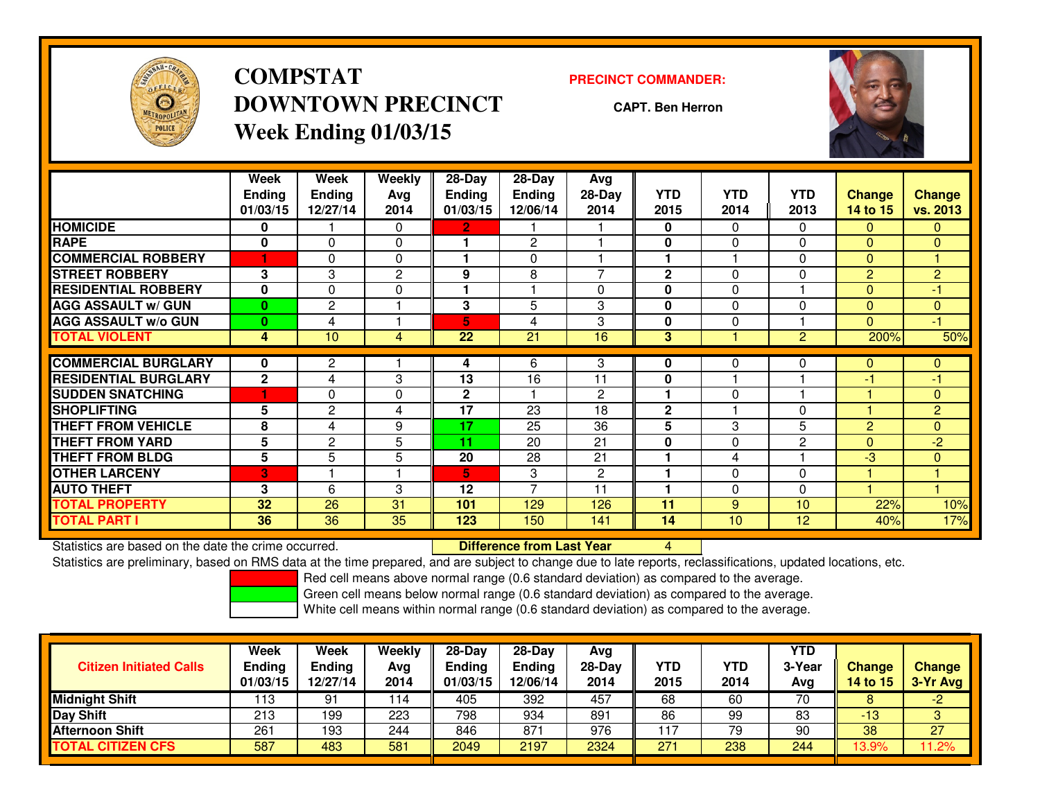# COMPSTAT
# DOWNTOWN PRECINCT
## Week Ending 01/03/15

**PRECINCT COMMANDER:**

**CAPT. Ben Herron**

| | Week Ending 01/03/15 | Week Ending 12/27/14 | Weekly Avg 2014 | 28-Day Ending 01/03/15 | 28-Day Ending 12/06/14 | Avg 28-Day 2014 | YTD 2015 | YTD 2014 | YTD 2013 | Change 14 to 15 | Change vs. 2013 |
|---|---|---|---|---|---|---|---|---|---|---|---|
| HOMICIDE | 0 | 1 | 0 | 2 | 1 | 1 | 0 | 0 | 0 | 0 | 0 |
| RAPE | 0 | 0 | 0 | 1 | 2 | 1 | 0 | 0 | 0 | 0 | 0 |
| COMMERCIAL ROBBERY | 1 | 0 | 0 | 1 | 0 | 1 | 1 | 1 | 0 | 0 | 1 |
| STREET ROBBERY | 3 | 3 | 2 | 9 | 8 | 7 | 2 | 0 | 0 | 2 | 2 |
| RESIDENTIAL ROBBERY | 0 | 0 | 0 | 1 | 1 | 0 | 0 | 0 | 1 | 0 | -1 |
| AGG ASSAULT w/ GUN | 0 | 2 | 1 | 3 | 5 | 3 | 0 | 0 | 0 | 0 | 0 |
| AGG ASSAULT w/o GUN | 0 | 4 | 1 | 5 | 4 | 3 | 0 | 0 | 1 | 0 | -1 |
| TOTAL VIOLENT | 4 | 10 | 4 | 22 | 21 | 16 | 3 | 1 | 2 | 200% | 50% |
| COMMERCIAL BURGLARY | 0 | 2 | 1 | 4 | 6 | 3 | 0 | 0 | 0 | 0 | 0 |
| RESIDENTIAL BURGLARY | 2 | 4 | 3 | 13 | 16 | 11 | 0 | 1 | 1 | -1 | -1 |
| SUDDEN SNATCHING | 1 | 0 | 0 | 2 | 1 | 2 | 1 | 0 | 1 | 1 | 0 |
| SHOPLIFTING | 5 | 2 | 4 | 17 | 23 | 18 | 2 | 1 | 0 | 1 | 2 |
| THEFT FROM VEHICLE | 8 | 4 | 9 | 17 | 25 | 36 | 5 | 3 | 5 | 2 | 0 |
| THEFT FROM YARD | 5 | 2 | 5 | 11 | 20 | 21 | 0 | 0 | 2 | 0 | -2 |
| THEFT FROM BLDG | 5 | 5 | 5 | 20 | 28 | 21 | 1 | 4 | 1 | -3 | 0 |
| OTHER LARCENY | 3 | 1 | 1 | 5 | 3 | 2 | 1 | 0 | 0 | 1 | 1 |
| AUTO THEFT | 3 | 6 | 3 | 12 | 7 | 11 | 1 | 0 | 0 | 1 | 1 |
| TOTAL PROPERTY | 32 | 26 | 31 | 101 | 129 | 126 | 11 | 9 | 10 | 22% | 10% |
| TOTAL PART I | 36 | 36 | 35 | 123 | 150 | 141 | 14 | 10 | 12 | 40% | 17% |

Statistics are based on the date the crime occurred. **Difference from Last Year** 4

Statistics are preliminary, based on RMS data at the time prepared, and are subject to change due to late reports, reclassifications, updated locations, etc.

Red cell means above normal range (0.6 standard deviation) as compared to the average.
Green cell means below normal range (0.6 standard deviation) as compared to the average.
White cell means within normal range (0.6 standard deviation) as compared to the average.

| Citizen Initiated Calls | Week Ending 01/03/15 | Week Ending 12/27/14 | Weekly Avg 2014 | 28-Day Ending 01/03/15 | 28-Day Ending 12/06/14 | Avg 28-Day 2014 | YTD 2015 | YTD 2014 | YTD 3-Year Avg | Change 14 to 15 | Change 3-Yr Avg |
|---|---|---|---|---|---|---|---|---|---|---|---|
| Midnight Shift | 113 | 91 | 114 | 405 | 392 | 457 | 68 | 60 | 70 | 8 | -2 |
| Day Shift | 213 | 199 | 223 | 798 | 934 | 891 | 86 | 99 | 83 | -13 | 3 |
| Afternoon Shift | 261 | 193 | 244 | 846 | 871 | 976 | 117 | 79 | 90 | 38 | 27 |
| TOTAL CITIZEN CFS | 587 | 483 | 581 | 2049 | 2197 | 2324 | 271 | 238 | 244 | 13.9% | 11.2% |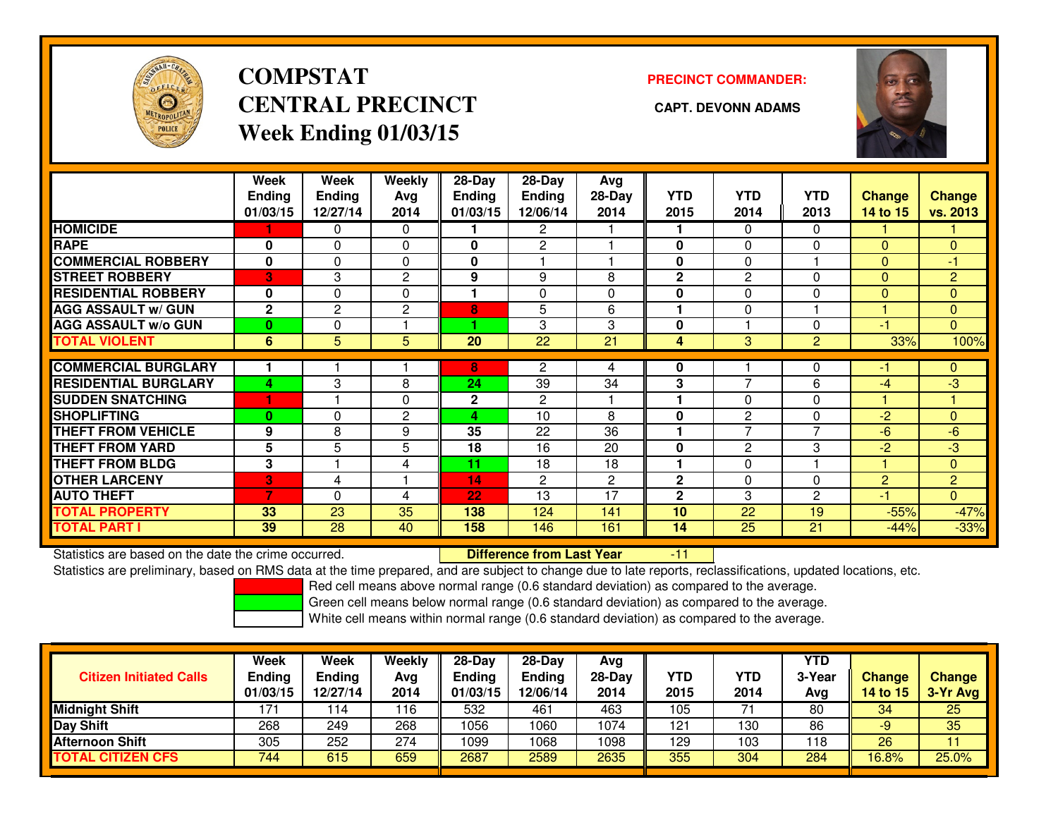# COMPSTAT CENTRAL PRECINCT Week Ending 01/03/15

**PRECINCT COMMANDER:**

**CAPT. DEVONN ADAMS**

| | Week Ending 01/03/15 | Week Ending 12/27/14 | Weekly Avg 2014 | 28-Day Ending 01/03/15 | 28-Day Ending 12/06/14 | Avg 28-Day 2014 | YTD 2015 | YTD 2014 | YTD 2013 | Change 14 to 15 | Change vs. 2013 |
|---|---|---|---|---|---|---|---|---|---|---|---|
| HOMICIDE | 1 | 0 | 0 | 1 | 2 | 1 | 1 | 0 | 0 | 1 | 1 |
| RAPE | 0 | 0 | 0 | 0 | 2 | 1 | 0 | 0 | 0 | 0 | 0 |
| COMMERCIAL ROBBERY | 0 | 0 | 0 | 0 | 1 | 1 | 0 | 0 | 1 | 0 | -1 |
| STREET ROBBERY | 3 | 3 | 2 | 9 | 9 | 8 | 2 | 2 | 0 | 0 | 2 |
| RESIDENTIAL ROBBERY | 0 | 0 | 0 | 1 | 0 | 0 | 0 | 0 | 0 | 0 | 0 |
| AGG ASSAULT w/ GUN | 2 | 2 | 2 | 8 | 5 | 6 | 1 | 0 | 1 | 1 | 0 |
| AGG ASSAULT w/o GUN | 0 | 0 | 1 | 1 | 3 | 3 | 0 | 1 | 0 | -1 | 0 |
| TOTAL VIOLENT | 6 | 5 | 5 | 20 | 22 | 21 | 4 | 3 | 2 | 33% | 100% |
| COMMERCIAL BURGLARY | 1 | 1 | 1 | 8 | 2 | 4 | 0 | 1 | 0 | -1 | 0 |
| RESIDENTIAL BURGLARY | 4 | 3 | 8 | 24 | 39 | 34 | 3 | 7 | 6 | -4 | -3 |
| SUDDEN SNATCHING | 1 | 1 | 0 | 2 | 2 | 1 | 1 | 0 | 0 | 1 | 1 |
| SHOPLIFTING | 0 | 0 | 2 | 4 | 10 | 8 | 0 | 2 | 0 | -2 | 0 |
| THEFT FROM VEHICLE | 9 | 8 | 9 | 35 | 22 | 36 | 1 | 7 | 7 | -6 | -6 |
| THEFT FROM YARD | 5 | 5 | 5 | 18 | 16 | 20 | 0 | 2 | 3 | -2 | -3 |
| THEFT FROM BLDG | 3 | 1 | 4 | 11 | 18 | 18 | 1 | 0 | 1 | 1 | 0 |
| OTHER LARCENY | 3 | 4 | 1 | 14 | 2 | 2 | 2 | 0 | 0 | 2 | 2 |
| AUTO THEFT | 7 | 0 | 4 | 22 | 13 | 17 | 2 | 3 | 2 | -1 | 0 |
| TOTAL PROPERTY | 33 | 23 | 35 | 138 | 124 | 141 | 10 | 22 | 19 | -55% | -47% |
| TOTAL PART I | 39 | 28 | 40 | 158 | 146 | 161 | 14 | 25 | 21 | -44% | -33% |

Statistics are based on the date the crime occurred. **Difference from Last Year** -11

Statistics are preliminary, based on RMS data at the time prepared, and are subject to change due to late reports, reclassifications, updated locations, etc.

Red cell means above normal range (0.6 standard deviation) as compared to the average.
Green cell means below normal range (0.6 standard deviation) as compared to the average.
White cell means within normal range (0.6 standard deviation) as compared to the average.

| Citizen Initiated Calls | Week Ending 01/03/15 | Week Ending 12/27/14 | Weekly Avg 2014 | 28-Day Ending 01/03/15 | 28-Day Ending 12/06/14 | Avg 28-Day 2014 | YTD 2015 | YTD 2014 | YTD 3-Year Avg | Change 14 to 15 | Change 3-Yr Avg |
|---|---|---|---|---|---|---|---|---|---|---|---|
| Midnight Shift | 171 | 114 | 116 | 532 | 461 | 463 | 105 | 71 | 80 | 34 | 25 |
| Day Shift | 268 | 249 | 268 | 1056 | 1060 | 1074 | 121 | 130 | 86 | -9 | 35 |
| Afternoon Shift | 305 | 252 | 274 | 1099 | 1068 | 1098 | 129 | 103 | 118 | 26 | 11 |
| TOTAL CITIZEN CFS | 744 | 615 | 659 | 2687 | 2589 | 2635 | 355 | 304 | 284 | 16.8% | 25.0% |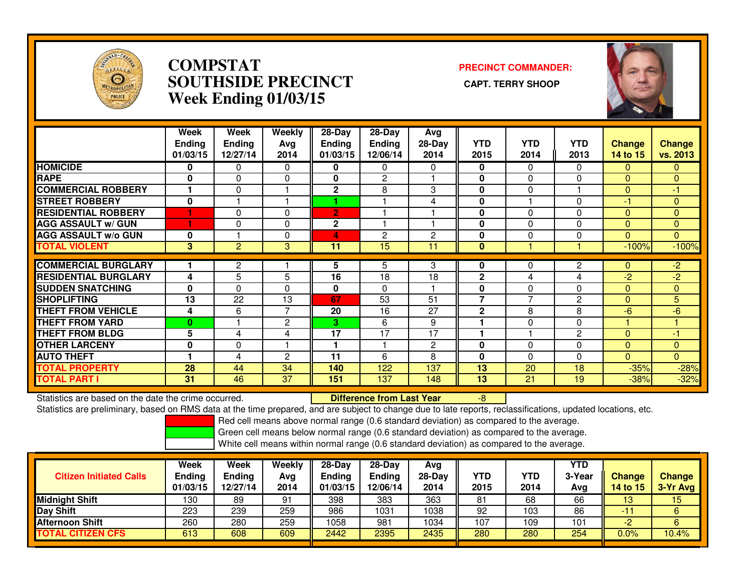# COMPSTAT SOUTHSIDE PRECINCT
## Week Ending 01/03/15

**PRECINCT COMMANDER:**

**CAPT. TERRY SHOOP**

| | Week Ending 01/03/15 | Week Ending 12/27/14 | Weekly Avg 2014 | 28-Day Ending 01/03/15 | 28-Day Ending 12/06/14 | Avg 28-Day 2014 | YTD 2015 | YTD 2014 | YTD 2013 | Change 14 to 15 | Change vs. 2013 |
|---|---|---|---|---|---|---|---|---|---|---|---|
| HOMICIDE | 0 | 0 | 0 | 0 | 0 | 0 | 0 | 0 | 0 | 0 | 0 |
| RAPE | 0 | 0 | 0 | 0 | 2 | 1 | 0 | 0 | 0 | 0 | 0 |
| COMMERCIAL ROBBERY | 1 | 0 | 1 | 2 | 8 | 3 | 0 | 0 | 1 | 0 | -1 |
| STREET ROBBERY | 0 | 1 | 1 | 1 | 1 | 4 | 0 | 1 | 0 | -1 | 0 |
| RESIDENTIAL ROBBERY | 1 | 0 | 0 | 2 | 1 | 1 | 0 | 0 | 0 | 0 | 0 |
| AGG ASSAULT w/ GUN | 1 | 0 | 0 | 2 | 1 | 1 | 0 | 0 | 0 | 0 | 0 |
| AGG ASSAULT w/o GUN | 0 | 1 | 0 | 4 | 2 | 2 | 0 | 0 | 0 | 0 | 0 |
| TOTAL VIOLENT | 3 | 2 | 3 | 11 | 15 | 11 | 0 | 1 | 1 | -100% | -100% |
| COMMERCIAL BURGLARY | 1 | 2 | 1 | 5 | 5 | 3 | 0 | 0 | 2 | 0 | -2 |
| RESIDENTIAL BURGLARY | 4 | 5 | 5 | 16 | 18 | 18 | 2 | 4 | 4 | -2 | -2 |
| SUDDEN SNATCHING | 0 | 0 | 0 | 0 | 0 | 1 | 0 | 0 | 0 | 0 | 0 |
| SHOPLIFTING | 13 | 22 | 13 | 67 | 53 | 51 | 7 | 7 | 2 | 0 | 5 |
| THEFT FROM VEHICLE | 4 | 6 | 7 | 20 | 16 | 27 | 2 | 8 | 8 | -6 | -6 |
| THEFT FROM YARD | 0 | 1 | 2 | 3 | 6 | 9 | 1 | 0 | 0 | 1 | 1 |
| THEFT FROM BLDG | 5 | 4 | 4 | 17 | 17 | 17 | 1 | 1 | 2 | 0 | -1 |
| OTHER LARCENY | 0 | 0 | 1 | 1 | 1 | 2 | 0 | 0 | 0 | 0 | 0 |
| AUTO THEFT | 1 | 4 | 2 | 11 | 6 | 8 | 0 | 0 | 0 | 0 | 0 |
| TOTAL PROPERTY | 28 | 44 | 34 | 140 | 122 | 137 | 13 | 20 | 18 | -35% | -28% |
| TOTAL PART I | 31 | 46 | 37 | 151 | 137 | 148 | 13 | 21 | 19 | -38% | -32% |

Statistics are based on the date the crime occurred. **Difference from Last Year** -8

Statistics are preliminary, based on RMS data at the time prepared, and are subject to change due to late reports, reclassifications, updated locations, etc.

Red cell means above normal range (0.6 standard deviation) as compared to the average.

Green cell means below normal range (0.6 standard deviation) as compared to the average.

White cell means within normal range (0.6 standard deviation) as compared to the average.

| Citizen Initiated Calls | Week Ending 01/03/15 | Week Ending 12/27/14 | Weekly Avg 2014 | 28-Day Ending 01/03/15 | 28-Day Ending 12/06/14 | Avg 28-Day 2014 | YTD 2015 | YTD 2014 | YTD 3-Year Avg | Change 14 to 15 | Change 3-Yr Avg |
|---|---|---|---|---|---|---|---|---|---|---|---|
| Midnight Shift | 130 | 89 | 91 | 398 | 383 | 363 | 81 | 68 | 66 | 13 | 15 |
| Day Shift | 223 | 239 | 259 | 986 | 1031 | 1038 | 92 | 103 | 86 | -11 | 6 |
| Afternoon Shift | 260 | 280 | 259 | 1058 | 981 | 1034 | 107 | 109 | 101 | -2 | 6 |
| TOTAL CITIZEN CFS | 613 | 608 | 609 | 2442 | 2395 | 2435 | 280 | 280 | 254 | 0.0% | 10.4% |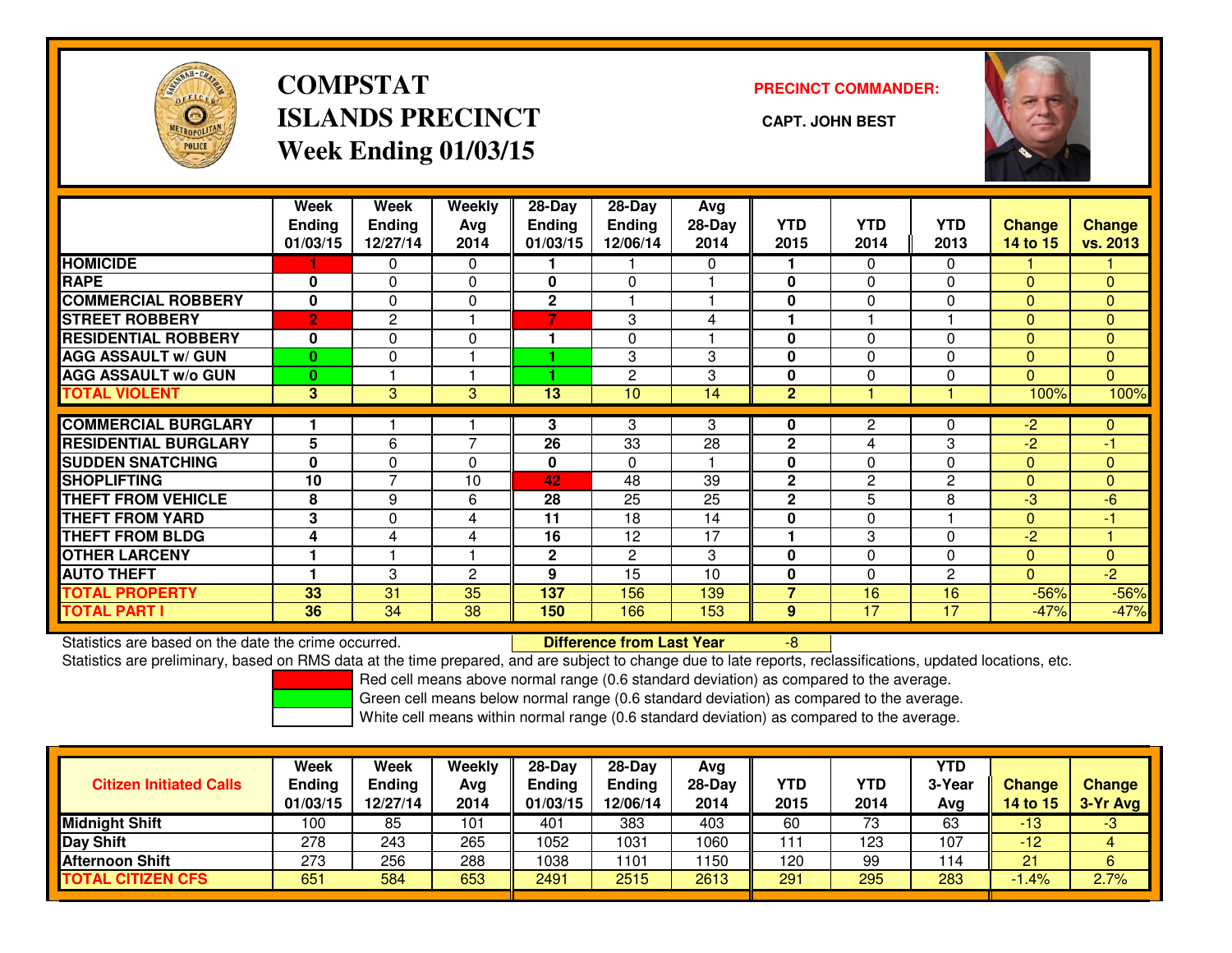# COMPSTAT
# ISLANDS PRECINCT
# Week Ending 01/03/15

**PRECINCT COMMANDER:**

**CAPT. JOHN BEST**

| | Week Ending 01/03/15 | Week Ending 12/27/14 | Weekly Avg 2014 | 28-Day Ending 01/03/15 | 28-Day Ending 12/06/14 | Avg 28-Day 2014 | YTD 2015 | YTD 2014 | YTD 2013 | Change 14 to 15 | Change vs. 2013 |
|---|---|---|---|---|---|---|---|---|---|---|---|
| HOMICIDE | 1 | 0 | 0 | 1 | 1 | 0 | 1 | 0 | 0 | 1 | 1 |
| RAPE | 0 | 0 | 0 | 0 | 0 | 1 | 0 | 0 | 0 | 0 | 0 |
| COMMERCIAL ROBBERY | 0 | 0 | 0 | 2 | 1 | 1 | 0 | 0 | 0 | 0 | 0 |
| STREET ROBBERY | 2 | 2 | 1 | 7 | 3 | 4 | 1 | 1 | 1 | 0 | 0 |
| RESIDENTIAL ROBBERY | 0 | 0 | 0 | 1 | 0 | 1 | 0 | 0 | 0 | 0 | 0 |
| AGG ASSAULT w/ GUN | 0 | 0 | 1 | 1 | 3 | 3 | 0 | 0 | 0 | 0 | 0 |
| AGG ASSAULT w/o GUN | 0 | 1 | 1 | 1 | 2 | 3 | 0 | 0 | 0 | 0 | 0 |
| TOTAL VIOLENT | 3 | 3 | 3 | 13 | 10 | 14 | 2 | 1 | 1 | 100% | 100% |
| COMMERCIAL BURGLARY | 1 | 1 | 1 | 3 | 3 | 3 | 0 | 2 | 0 | -2 | 0 |
| RESIDENTIAL BURGLARY | 5 | 6 | 7 | 26 | 33 | 28 | 2 | 4 | 3 | -2 | -1 |
| SUDDEN SNATCHING | 0 | 0 | 0 | 0 | 0 | 1 | 0 | 0 | 0 | 0 | 0 |
| SHOPLIFTING | 10 | 7 | 10 | 42 | 48 | 39 | 2 | 2 | 2 | 0 | 0 |
| THEFT FROM VEHICLE | 8 | 9 | 6 | 28 | 25 | 25 | 2 | 5 | 8 | -3 | -6 |
| THEFT FROM YARD | 3 | 0 | 4 | 11 | 18 | 14 | 0 | 0 | 1 | 0 | -1 |
| THEFT FROM BLDG | 4 | 4 | 4 | 16 | 12 | 17 | 1 | 3 | 0 | -2 | 1 |
| OTHER LARCENY | 1 | 1 | 1 | 2 | 2 | 3 | 0 | 0 | 0 | 0 | 0 |
| AUTO THEFT | 1 | 3 | 2 | 9 | 15 | 10 | 0 | 0 | 2 | 0 | -2 |
| TOTAL PROPERTY | 33 | 31 | 35 | 137 | 156 | 139 | 7 | 16 | 16 | -56% | -56% |
| TOTAL PART I | 36 | 34 | 38 | 150 | 166 | 153 | 9 | 17 | 17 | -47% | -47% |

Statistics are based on the date the crime occurred. **Difference from Last Year** -8

Statistics are preliminary, based on RMS data at the time prepared, and are subject to change due to late reports, reclassifications, updated locations, etc.

Red cell means above normal range (0.6 standard deviation) as compared to the average.
Green cell means below normal range (0.6 standard deviation) as compared to the average.
White cell means within normal range (0.6 standard deviation) as compared to the average.

| Citizen Initiated Calls | Week Ending 01/03/15 | Week Ending 12/27/14 | Weekly Avg 2014 | 28-Day Ending 01/03/15 | 28-Day Ending 12/06/14 | Avg 28-Day 2014 | YTD 2015 | YTD 2014 | YTD 3-Year Avg | Change 14 to 15 | Change 3-Yr Avg |
|---|---|---|---|---|---|---|---|---|---|---|---|
| Midnight Shift | 100 | 85 | 101 | 401 | 383 | 403 | 60 | 73 | 63 | -13 | -3 |
| Day Shift | 278 | 243 | 265 | 1052 | 1031 | 1060 | 111 | 123 | 107 | -12 | 4 |
| Afternoon Shift | 273 | 256 | 288 | 1038 | 1101 | 1150 | 120 | 99 | 114 | 21 | 6 |
| TOTAL CITIZEN CFS | 651 | 584 | 653 | 2491 | 2515 | 2613 | 291 | 295 | 283 | -1.4% | 2.7% |